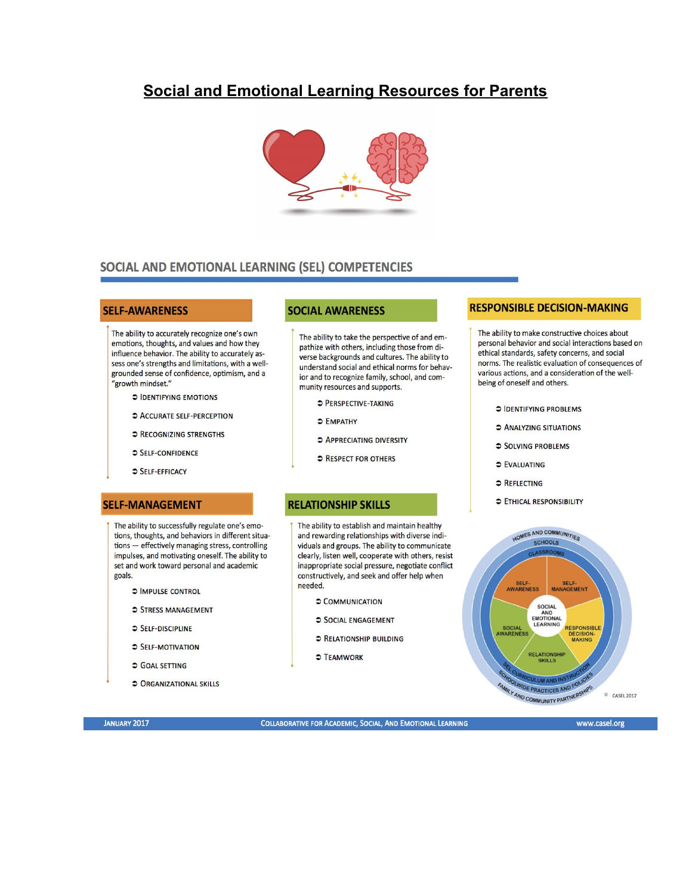# Social and Emotional Learning Resources for Parents

## SOCIAL AND EMOTIONAL LEARNING (SEL) COMPETENCIES

### SELF-AWARENESS

The ability to accurately recognize one's own emotions, thoughts, and values and how they influence behavior. The ability to accurately assess one's strengths and limitations, with a well-grounded sense of confidence, optimism, and a "growth mindset."

- Identifying emotions
- Accurate self-perception
- Recognizing strengths
- Self-confidence
- Self-efficacy

### SELF-MANAGEMENT

The ability to successfully regulate one's emotions, thoughts, and behaviors in different situations — effectively managing stress, controlling impulses, and motivating oneself. The ability to set and work toward personal and academic goals.

- Impulse control
- Stress management
- Self-discipline
- Self-motivation
- Goal setting
- Organizational skills

### SOCIAL AWARENESS

The ability to take the perspective of and empathize with others, including those from diverse backgrounds and cultures. The ability to understand social and ethical norms for behavior and to recognize family, school, and community resources and supports.

- Perspective-taking
- Empathy
- Appreciating diversity
- Respect for others

### RELATIONSHIP SKILLS

The ability to establish and maintain healthy and rewarding relationships with diverse individuals and groups. The ability to communicate clearly, listen well, cooperate with others, resist inappropriate social pressure, negotiate conflict constructively, and seek and offer help when needed.

- Communication
- Social engagement
- Relationship building
- Teamwork

### RESPONSIBLE DECISION-MAKING

The ability to make constructive choices about personal behavior and social interactions based on ethical standards, safety concerns, and social norms. The realistic evaluation of consequences of various actions, and a consideration of the well-being of oneself and others.

- Identifying problems
- Analyzing situations
- Solving problems
- Evaluating
- Reflecting
- Ethical responsibility

HOMES AND COMMUNITIES · SCHOOLS · CLASSROOMS · SELF-AWARENESS · SELF-MANAGEMENT · SOCIAL AND EMOTIONAL LEARNING · RESPONSIBLE DECISION-MAKING · RELATIONSHIP SKILLS · SOCIAL AWARENESS · SEL CURRICULUM AND INSTRUCTION · SCHOOLWIDE PRACTICES AND POLICIES · FAMILY AND COMMUNITY PARTNERSHIPS

© CASEL 2017

January 2017 | Collaborative for Academic, Social, and Emotional Learning | www.casel.org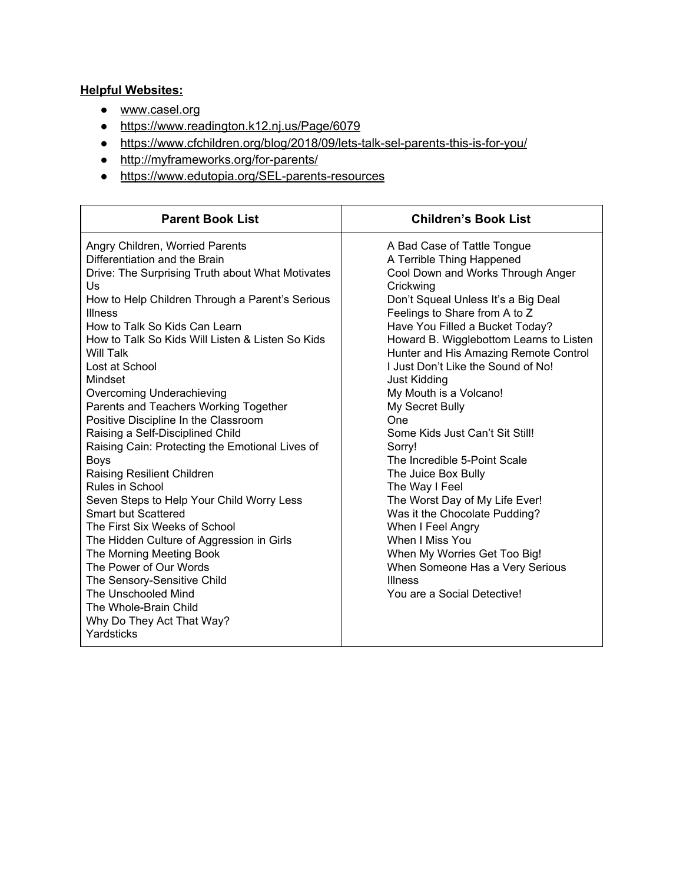**Helpful Websites:**

- www.casel.org
- https://www.readington.k12.nj.us/Page/6079
- https://www.cfchildren.org/blog/2018/09/lets-talk-sel-parents-this-is-for-you/
- http://myframeworks.org/for-parents/
- https://www.edutopia.org/SEL-parents-resources

| Parent Book List | Children's Book List |
|---|---|
| Angry Children, Worried Parents | A Bad Case of Tattle Tongue |
| Differentiation and the Brain | A Terrible Thing Happened |
| Drive: The Surprising Truth about What Motivates Us | Cool Down and Works Through Anger |
| How to Help Children Through a Parent's Serious Illness | Crickwing |
| How to Talk So Kids Can Learn | Don't Squeal Unless It's a Big Deal |
| How to Talk So Kids Will Listen & Listen So Kids Will Talk | Feelings to Share from A to Z |
| Lost at School | Have You Filled a Bucket Today? |
| Mindset | Howard B. Wigglebottom Learns to Listen |
| Overcoming Underachieving | Hunter and His Amazing Remote Control |
| Parents and Teachers Working Together | I Just Don't Like the Sound of No! |
| Positive Discipline In the Classroom | Just Kidding |
| Raising a Self-Disciplined Child | My Mouth is a Volcano! |
| Raising Cain: Protecting the Emotional Lives of Boys | My Secret Bully |
| Raising Resilient Children | One |
| Rules in School | Some Kids Just Can't Sit Still! |
| Seven Steps to Help Your Child Worry Less | Sorry! |
| Smart but Scattered | The Incredible 5-Point Scale |
| The First Six Weeks of School | The Juice Box Bully |
| The Hidden Culture of Aggression in Girls | The Way I Feel |
| The Morning Meeting Book | The Worst Day of My Life Ever! |
| The Power of Our Words | Was it the Chocolate Pudding? |
| The Sensory-Sensitive Child | When I Feel Angry |
| The Unschooled Mind | When I Miss You |
| The Whole-Brain Child | When My Worries Get Too Big! |
| Why Do They Act That Way? | When Someone Has a Very Serious Illness |
| Yardsticks | You are a Social Detective! |